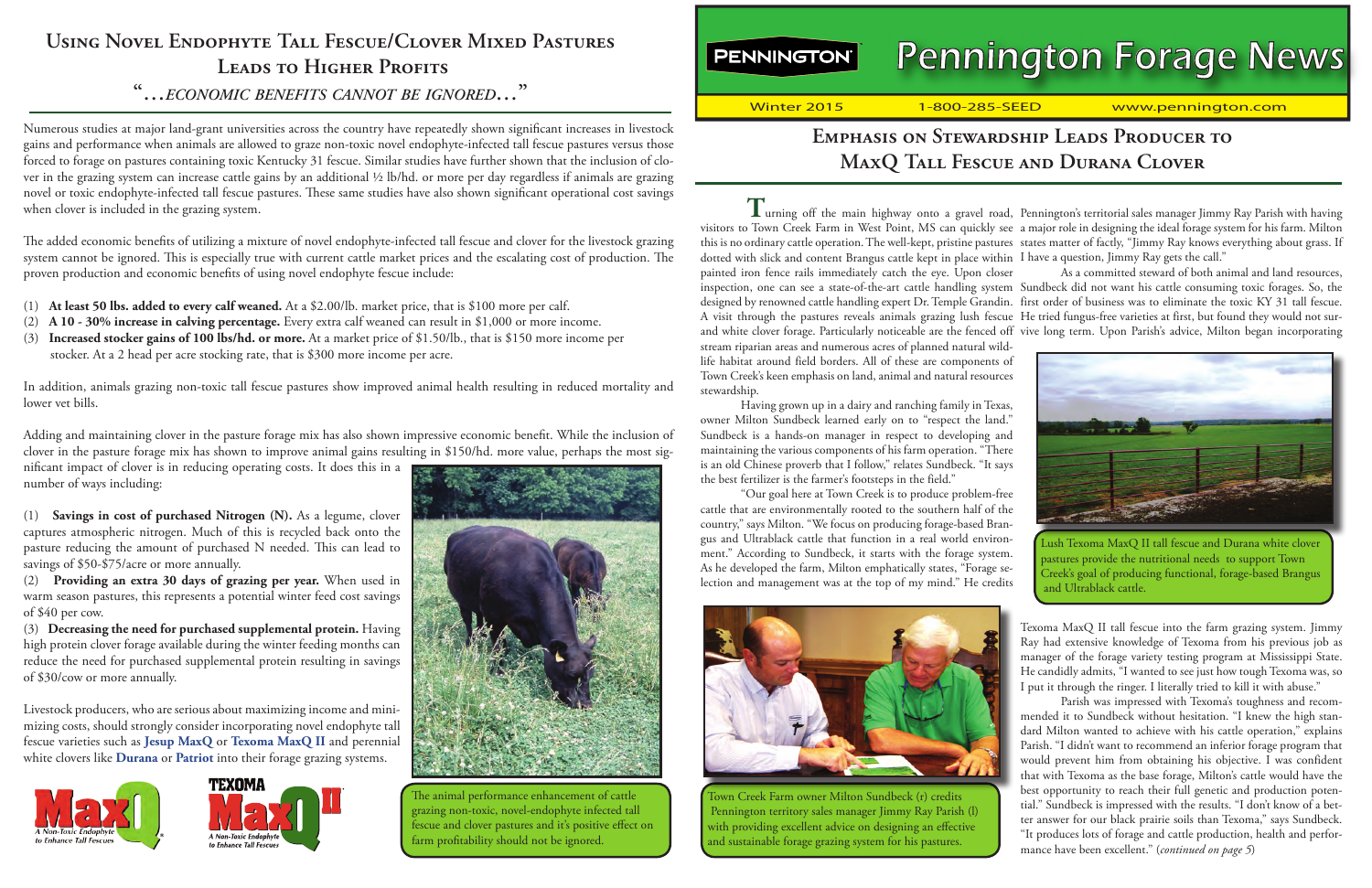# Using Novel Endophyte Tall Fescue/Clover Mixed Pastures Leads to Higher Profits

*"...economic benefits cannot be ignored..."*

Numerous studies at major land-grant universities across the country have repeatedly shown significant increases in livestock gains and performance when animals are allowed to graze non-toxic novel endophyte-infected tall fescue pastures versus those forced to forage on pastures containing toxic Kentucky 31 fescue. Similar studies have further shown that the inclusion of clover in the grazing system can increase cattle gains by an additional ½ lb/hd. or more per day regardless if animals are grazing novel or toxic endophyte-infected tall fescue pastures. These same studies have also shown significant operational cost savings when clover is included in the grazing system.

The added economic benefits of utilizing a mixture of novel endophyte-infected tall fescue and clover for the livestock grazing system cannot be ignored. This is especially true with current cattle market prices and the escalating cost of production. The proven production and economic benefits of using novel endophyte fescue include:

(1) **At least 50 lbs. added to every calf weaned.** At a $2.00/lb. market price, that is $100 more per calf.
(2) **A 10 - 30% increase in calving percentage.** Every extra calf weaned can result in $1,000 or more income.
(3) **Increased stocker gains of 100 lbs/hd. or more.** At a market price of $1.50/lb., that is $150 more income per acre. At a 2 head per acre stocking rate, that is $300 more income per acre.

In addition, animals grazing non-toxic tall fescue pastures show improved animal health resulting in reduced mortality and lower vet bills.

Adding and maintaining clover in the pasture forage mix has also shown impressive economic benefit. While the inclusion of clover in the pasture forage mix has shown to improve animal gains resulting in $150/hd. more value, perhaps the most significant impact of clover is in reducing operating costs. It does this in a number of ways including:

(1) **Savings in cost of purchased Nitrogen (N).** As a legume, clover captures atmospheric nitrogen. Much of this is recycled back onto the pasture reducing the amount of purchased N needed. This can lead to savings of $50-$75/acre or more annually.
(2) **Providing an extra 30 days of grazing per year.** When used in warm season pastures, this represents a potential winter feed cost savings of $40 per cow.
(3) **Decreasing the need for purchased supplemental protein.** Having high protein clover forage available during the winter feeding months can reduce the need for purchased supplemental protein resulting in savings of $30/cow or more annually.

Livestock producers, who are serious about maximizing income and minimizing costs, should strongly consider incorporating novel endophyte tall fescue varieties such as **Jesup MaxQ** or **Texoma MaxQ II** and perennial white clovers like **Durana** or **Patriot** into their forage grazing systems.

MaxQ — A Non-Toxic Endophyte to Enhance Tall Fescues

Texoma MaxQ II — A Non-Toxic Endophyte to Enhance Tall Fescues

The animal performance enhancement of cattle grazing non-toxic, novel-endophyte infected tall fescue and clover pastures and it's positive effect on farm profitability should not be ignored.

# Pennington Forage News

Winter 2015 | 1-800-285-SEED | www.pennington.com

## Emphasis on Stewardship Leads Producer to MaxQ Tall Fescue and Durana Clover

Turning off the main highway onto a gravel road, visitors to Town Creek Farm in West Point, MS can quickly see this is no ordinary cattle operation. The well-kept, pristine pastures dotted with slick and content Brangus cattle kept in place within painted iron fence rails immediately catch the eye. Upon closer inspection, one can see a state-of-the-art cattle handling system designed by renowned cattle handling expert Dr. Temple Grandin. A visit through the pastures reveals animals grazing lush fescue and white clover forage. Particularly noticeable are the fenced off stream riparian areas and numerous acres of planned natural wildlife habitat around field borders. All of these are components of Town Creek's keen emphasis on land, animal and natural resources stewardship.

Having grown up in a dairy and ranching family in Texas, owner Milton Sundbeck learned early on to "respect the land." Sundbeck is a hands-on manager in respect to developing and maintaining the various components of his farm operation. "There is an old Chinese proverb that I follow," relates Sundbeck. "It says the best fertilizer is the farmer's footsteps in the field."

"Our goal here at Town Creek is to produce problem-free cattle that are environmentally rooted to the southern half of the country," says Milton. "We focus on producing forage-based Brangus and Ultrablack cattle that function in a real world environment." According to Sundbeck, it starts with the forage system. As he developed the farm, Milton emphatically states, "Forage selection and management was at the top of my mind." He credits Pennington's territorial sales manager Jimmy Ray Parish with having a major role in designing the ideal forage system for his farm. Milton states matter of factly, "Jimmy Ray knows everything about grass. If I have a question, Jimmy Ray gets the call."

Town Creek Farm owner Milton Sundbeck (r) credits Pennington territory sales manager Jimmy Ray Parish (l) with providing excellent advice on designing an effective and sustainable forage grazing system for his pastures.

As a committed steward of both animal and land resources, Sundbeck did not want his cattle consuming toxic forages. So, the first order of business was to eliminate the toxic KY 31 tall fescue. He tried fungus-free varieties at first, but found they would not survive long term. Upon Parish's advice, Milton began incorporating Texoma MaxQ II tall fescue into the farm grazing system. Jimmy Ray had extensive knowledge of Texoma from his previous job as manager of the forage variety testing program at Mississippi State. He candidly admits, "I wanted to see just how tough Texoma was, so I put it through the ringer. I literally tried to kill it with abuse."

Lush Texoma MaxQ II tall fescue and Durana white clover pastures provide the nutritional needs to support Town Creek's goal of producing functional, forage-based Brangus and Ultrablack cattle.

Parish was impressed with Texoma's toughness and recommended it to Sundbeck without hesitation. "I knew the high standard Milton wanted to achieve with his cattle operation," explains Parish. "I didn't want to recommend an inferior forage program that would prevent him from obtaining his objective. I was confident that with Texoma as the base forage, Milton's cattle would have the best opportunity to reach their full genetic and production potential." Sundbeck is impressed with the results. "I don't know of a better answer for our black prairie soils than Texoma," says Sundbeck. "It produces lots of forage and cattle production, health and performance have been excellent." (*continued on page 5*)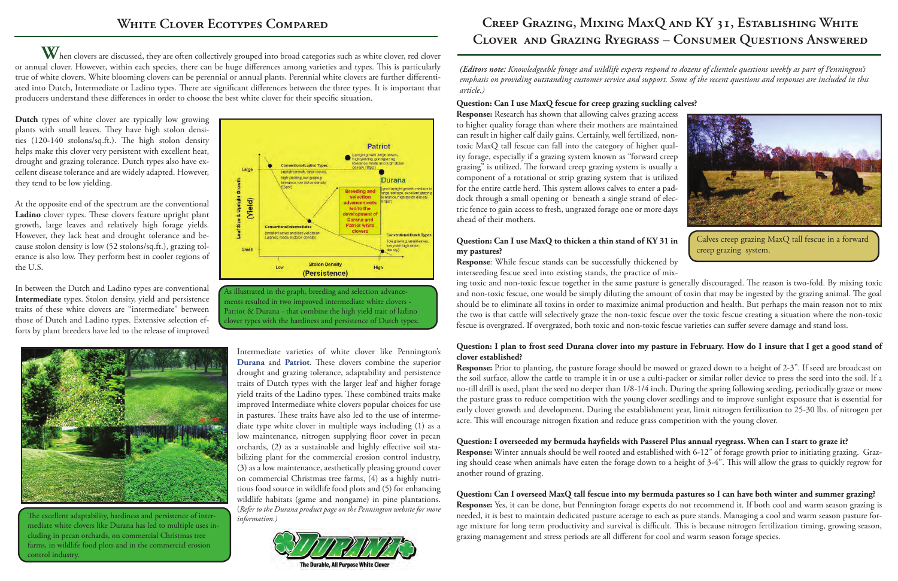## White Clover Ecotypes Compared

When clovers are discussed, they are often collectively grouped into broad categories such as white clover, red clover or annual clover. However, within each species, there can be huge differences among varieties and types. This is particularly true of white clovers. White blooming clovers can be perennial or annual plants. Perennial white clovers are further differentiated into Dutch, Intermediate or Ladino types. There are significant differences between the three types. It is important that producers understand these differences in order to choose the best white clover for their specific situation.

**Dutch** types of white clover are typically low growing plants with small leaves. They have high stolon densities (120-140 stolons/sq.ft.). The high stolon density helps make this clover very persistent with excellent heat, drought and grazing tolerance. Dutch types also have excellent disease tolerance and are widely adapted. However, they tend to be low yielding.

At the opposite end of the spectrum are the conventional **Ladino** clover types. These clovers feature upright plant growth, large leaves and relatively high forage yields. However, they lack heat and drought tolerance and because stolon density is low (52 stolons/sq.ft.), grazing tolerance is also low. They perform best in cooler regions of the U.S.

In between the Dutch and Ladino types are conventional **Intermediate** types. Stolon density, yield and persistence traits of these white clovers are "intermediate" between those of Dutch and Ladino types. Extensive selection efforts by plant breeders have led to the release of improved

As illustrated in the graph, breeding and selection advancements resulted in two improved intermediate white clovers - Patriot & Durana - that combine the high yield trait of ladino clover types with the hardiness and persistence of Dutch types.

Intermediate varieties of white clover like Pennington's **Durana** and **Patriot**. These clovers combine the superior drought and grazing tolerance, adaptability and persistence traits of Dutch types with the larger leaf and higher forage yield traits of the Ladino types. These combined traits make improved Intermediate white clovers popular choices for use in pastures. These traits have also led to the use of intermediate type white clover in multiple ways including (1) as a low maintenance, nitrogen supplying floor cover in pecan orchards, (2) as a sustainable and highly effective soil stabilizing plant for the commercial erosion control industry, (3) as a low maintenance, aesthetically pleasing ground cover on commercial Christmas tree farms, (4) as a highly nutritious food source in wildlife food plots and (5) for enhancing wildlife habitats (game and nongame) in pine plantations. (*Refer to the Durana product page on the Pennington website for more information.*)

The excellent adaptability, hardiness and persistence of intermediate white clovers like Durana has led to multiple uses including in pecan orchards, on commercial Christmas tree farms, in wildlife food plots and in the commercial erosion control industry.

## Creep Grazing, Mixing MaxQ and KY 31, Establishing White Clover and Grazing Ryegrass – Consumer Questions Answered

*(Editors note: Knowledgeable forage and wildlife experts respond to dozens of clientele questions weekly as part of Pennington's emphasis on providing outstanding customer service and support. Some of the recent questions and responses are included in this article.)*

**Question: Can I use MaxQ fescue for creep grazing suckling calves?**

**Response:** Research has shown that allowing calves grazing access to higher quality forage than where their mothers are maintained can result in higher calf daily gains. Certainly, well fertilized, nontoxic MaxQ tall fescue can fall into the category of higher quality forage, especially if a grazing system known as "forward creep grazing" is utilized. The forward creep grazing system is usually a component of a rotational or strip grazing system that is utilized for the entire cattle herd. This system allows calves to enter a paddock through a small opening or beneath a single strand of electric fence to gain access to fresh, ungrazed forage one or more days ahead of their mothers.

Calves creep grazing MaxQ tall fescue in a forward creep grazing system.

**Question: Can I use MaxQ to thicken a thin stand of KY 31 in my pastures?**

**Response**: While fescue stands can be successfully thickened by interseeding fescue seed into existing stands, the practice of mixing toxic and non-toxic fescue together in the same pasture is generally discouraged. The reason is two-fold. By mixing toxic and non-toxic fescue, one would be simply diluting the amount of toxin that may be ingested by the grazing animal. The goal should be to eliminate all toxins in order to maximize animal production and health. But perhaps the main reason not to mix the two is that cattle will selectively graze the non-toxic fescue over the toxic fescue creating a situation where the non-toxic fescue is overgrazed. If overgrazed, both toxic and non-toxic fescue varieties can suffer severe damage and stand loss.

**Question: I plan to frost seed Durana clover into my pasture in February. How do I insure that I get a good stand of clover established?**

**Response:** Prior to planting, the pasture forage should be mowed or grazed down to a height of 2-3". If seed are broadcast on the soil surface, allow the cattle to trample it in or use a culti-packer or similar roller device to press the seed into the soil. If a no-till drill is used, plant the seed no deeper than 1/8-1/4 inch. During the spring following seeding, periodically graze or mow the pasture grass to reduce competition with the young clover seedlings and to improve sunlight exposure that is essential for early clover growth and development. During the establishment year, limit nitrogen fertilization to 25-30 lbs. of nitrogen per acre. This will encourage nitrogen fixation and reduce grass competition with the young clover.

**Question: I overseeded my bermuda hayfields with Passerel Plus annual ryegrass. When can I start to graze it?**

**Response:** Winter annuals should be well rooted and established with 6-12" of forage growth prior to initiating grazing. Grazing should cease when animals have eaten the forage down to a height of 3-4". This will allow the grass to quickly regrow for another round of grazing.

**Question: Can I overseed MaxQ tall fescue into my bermuda pastures so I can have both winter and summer grazing?**

**Response:** Yes, it can be done, but Pennington forage experts do not recommend it. If both cool and warm season grazing is needed, it is best to maintain dedicated pasture acerage to each as pure stands. Managing a cool and warm season pasture forage mixture for long term productivity and survival is difficult. This is because nitrogen fertilization timing, growing season, grazing management and stress periods are all different for cool and warm season forage species.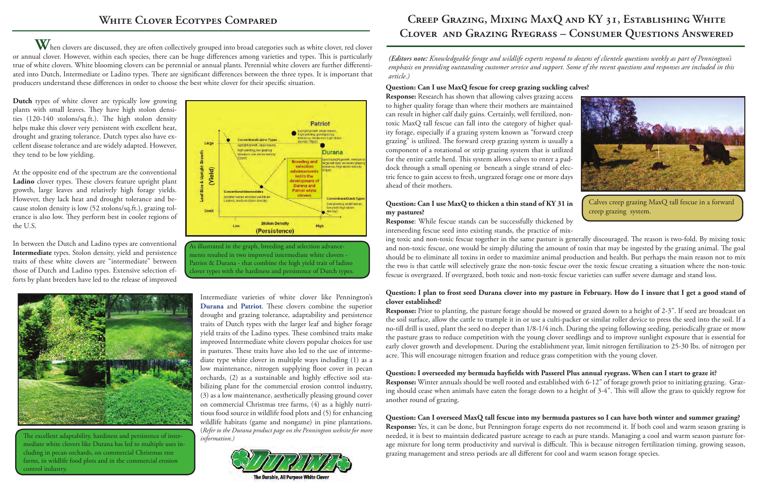## White Clover Ecotypes Compared

When clovers are discussed, they are often collectively grouped into broad categories such as white clover, red clover or annual clover. However, within each species, there can be huge differences among varieties and types. This is particularly true of white clovers. White blooming clovers can be perennial or annual plants. Perennial white clovers are further differentiated into Dutch, Intermediate or Ladino types. There are significant differences between the three types. It is important that producers understand these differences in order to choose the best white clover for their specific situation.

**Dutch** types of white clover are typically low growing plants with small leaves. They have high stolon densities (120-140 stolons/sq.ft.). The high stolon density helps make this clover very persistent with excellent heat, drought and grazing tolerance. Dutch types also have excellent disease tolerance and are widely adapted. However, they tend to be low yielding.

At the opposite end of the spectrum are the conventional **Ladino** clover types. These clovers feature upright plant growth, large leaves and relatively high forage yields. However, they lack heat and drought tolerance and because stolon density is low (52 stolons/sq.ft.), grazing tolerance is also low. They perform best in cooler regions of the U.S.

In between the Dutch and Ladino types are conventional **Intermediate** types. Stolon density, yield and persistence traits of these white clovers are "intermediate" between those of Dutch and Ladino types. Extensive selection efforts by plant breeders have led to the release of improved Intermediate varieties of white clover like Pennington's **Durana** and **Patriot**. These clovers combine the superior drought and grazing tolerance, adaptability and persistence traits of Dutch types with the larger leaf and higher forage yield traits of the Ladino types. These combined traits make improved Intermediate white clovers popular choices for use in pastures. These traits have also led to the use of intermediate type white clover in multiple ways including (1) as a low maintenance, nitrogen supplying floor cover in pecan orchards, (2) as a sustainable and highly effective soil stabilizing plant for the commercial erosion control industry, (3) as a low maintenance, aesthetically pleasing ground cover on commercial Christmas tree farms, (4) as a highly nutritious food source in wildlife food plots and (5) for enhancing wildlife habitats (game and nongame) in pine plantations. (*Refer to the Durana product page on the Pennington website for more information.*)

As illustrated in the graph, breeding and selection advancements resulted in two improved intermediate white clovers - Patriot & Durana - that combine the high yield trait of ladino clover types with the hardiness and persistence of Dutch types.

The excellent adaptability, hardiness and persistence of intermediate white clovers like Durana has led to multiple uses including in pecan orchards, on commercial Christmas tree farms, in wildlife food plots and in the commercial erosion control industry.

## Creep Grazing, Mixing MaxQ and KY 31, Establishing White Clover and Grazing Ryegrass – Consumer Questions Answered

*(Editors note: Knowledgeable forage and wildlife experts respond to dozens of clientele questions weekly as part of Pennington's emphasis on providing outstanding customer service and support. Some of the recent questions and responses are included in this article.)*

**Question: Can I use MaxQ fescue for creep grazing suckling calves?**

**Response:** Research has shown that allowing calves grazing access to higher quality forage than where their mothers are maintained can result in higher calf daily gains. Certainly, well fertilized, non-toxic MaxQ tall fescue can fall into the category of higher quality forage, especially if a grazing system known as "forward creep grazing" is utilized. The forward creep grazing system is usually a component of a rotational or strip grazing system that is utilized for the entire cattle herd. This system allows calves to enter a paddock through a small opening or beneath a single strand of electric fence to gain access to fresh, ungrazed forage one or more days ahead of their mothers.

Calves creep grazing MaxQ tall fescue in a forward creep grazing system.

**Question: Can I use MaxQ to thicken a thin stand of KY 31 in my pastures?**

**Response**: While fescue stands can be successfully thickened by interseeding fescue seed into existing stands, the practice of mixing toxic and non-toxic fescue together in the same pasture is generally discouraged. The reason is two-fold. By mixing toxic and non-toxic fescue, one would be simply diluting the amount of toxin that may be ingested by the grazing animal. The goal should be to eliminate all toxins in order to maximize animal production and health. But perhaps the main reason not to mix the two is that cattle will selectively graze the non-toxic fescue over the toxic fescue creating a situation where the non-toxic fescue is overgrazed. If overgrazed, both toxic and non-toxic fescue varieties can suffer severe damage and stand loss.

**Question: I plan to frost seed Durana clover into my pasture in February. How do I insure that I get a good stand of clover established?**

**Response:** Prior to planting, the pasture forage should be mowed or grazed down to a height of 2-3". If seed are broadcast on the soil surface, allow the cattle to trample it in or use a culti-packer or similar roller device to press the seed into the soil. If a no-till drill is used, plant the seed no deeper than 1/8-1/4 inch. During the spring following seeding, periodically graze or mow the pasture grass to reduce competition with the young clover seedlings and to improve sunlight exposure that is essential for early clover growth and development. During the establishment year, limit nitrogen fertilization to 25-30 lbs. of nitrogen per acre. This will encourage nitrogen fixation and reduce grass competition with the young clover.

**Question: I overseeded my bermuda hayfields with Passerel Plus annual ryegrass. When can I start to graze it?**

**Response:** Winter annuals should be well rooted and established with 6-12" of forage growth prior to initiating grazing. Grazing should cease when animals have eaten the forage down to a height of 3-4". This will allow the grass to quickly regrow for another round of grazing.

**Question: Can I overseed MaxQ tall fescue into my bermuda pastures so I can have both winter and summer grazing?**

**Response:** Yes, it can be done, but Pennington forage experts do not recommend it. If both cool and warm season grazing is needed, it is best to maintain dedicated pasture acreage to each as pure stands. Managing a cool and warm season pasture forage mixture for long term productivity and survival is difficult. This is because nitrogen fertilization timing, growing season, grazing management and stress periods are all different for cool and warm season forage species.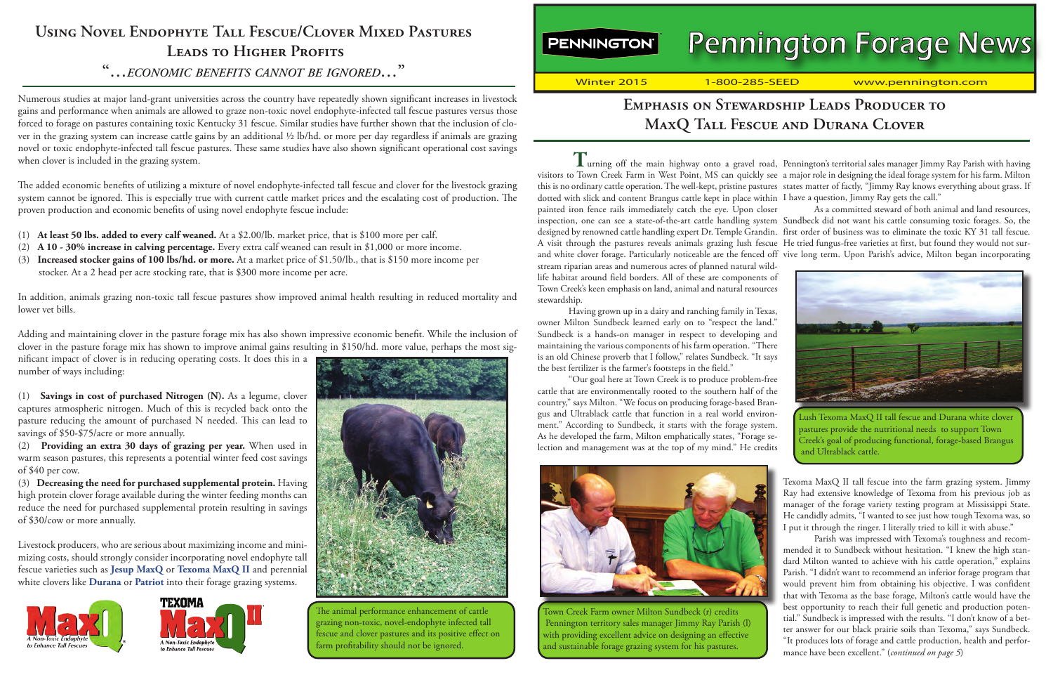## Using Novel Endophyte Tall Fescue/Clover Mixed Pastures Leads to Higher Profits

*"...economic benefits cannot be ignored..."*

Numerous studies at major land-grant universities across the country have repeatedly shown significant increases in livestock gains and performance when animals are allowed to graze non-toxic novel endophyte-infected tall fescue pastures versus those forced to forage on pastures containing toxic Kentucky 31 fescue. Similar studies have further shown that the inclusion of clover in the grazing system can increase cattle gains by an additional ½ lb/hd. or more per day regardless if animals are grazing novel or toxic endophyte-infected tall fescue pastures. These same studies have also shown significant operational cost savings when clover is included in the grazing system.

The added economic benefits of utilizing a mixture of novel endophyte-infected tall fescue and clover for the livestock grazing system cannot be ignored. This is especially true with current cattle market prices and the escalating cost of production. The proven production and economic benefits of using novel endophyte fescue include:

(1) **At least 50 lbs. added to every calf weaned.** At a $2.00/lb. market price, that is $100 more per calf.
(2) **A 10 - 30% increase in calving percentage.** Every extra calf weaned can result in $1,000 or more income.
(3) **Increased stocker gains of 100 lbs/hd. or more.** At a market price of $1.50/lb., that is $150 more income per head. At a 2 head per acre stocking rate, that is $300 more income per acre.

In addition, animals grazing non-toxic tall fescue pastures show improved animal health resulting in reduced mortality and lower vet bills.

Adding and maintaining clover in the pasture forage mix has also shown impressive economic benefit. While the inclusion of clover in the pasture forage mix has shown to improve animal gains resulting in $150/hd. more value, perhaps the most significant impact of clover is in reducing operating costs. It does this in a number of ways including:

(1) **Savings in cost of purchased Nitrogen (N).** As a legume, clover captures atmospheric nitrogen. Much of this is recycled back onto the pasture reducing the amount of purchased N needed. This can lead to savings of $50-$75/acre or more annually.
(2) **Providing an extra 30 days of grazing per year.** When used in warm season pastures, this represents a potential winter feed cost savings of $40 per cow.
(3) **Decreasing the need for purchased supplemental protein.** Having high protein clover forage available during the winter feeding months can reduce the need for purchased supplemental protein resulting in savings of $30/cow or more annually.

Livestock producers, who are serious about maximizing income and minimizing costs, should strongly consider incorporating novel endophyte tall fescue varieties such as **Jesup MaxQ** or **Texoma MaxQ II** and perennial white clovers like **Durana** or **Patriot** into their forage grazing systems.

The animal performance enhancement of cattle grazing non-toxic, novel-endophyte infected tall fescue and clover pastures and its positive effect on farm profitability should not be ignored.

MaxQ — A Non-Toxic Endophyte to Enhance Tall Fescues

Texoma MaxQ II — A Non-Toxic Endophyte to Enhance Tall Fescues

# Pennington Forage News

Winter 2015 | 1-800-285-SEED | www.pennington.com

## Emphasis on Stewardship Leads Producer to MaxQ Tall Fescue and Durana Clover

Turning off the main highway onto a gravel road, visitors to Town Creek Farm in West Point, MS can quickly see this is no ordinary cattle operation. The well-kept, pristine pastures dotted with slick and content Brangus cattle kept in place within painted iron fence rails immediately catch the eye. Upon closer inspection, one can see a state-of-the-art cattle handling system designed by renowned cattle handling expert Dr. Temple Grandin. A visit through the pastures reveals animals grazing lush fescue and white clover forage. Particularly noticeable are the fenced off stream riparian areas and numerous acres of planned natural wildlife habitat around field borders. All of these are components of Town Creek's keen emphasis on land, animal and natural resources stewardship.

Having grown up in a dairy and ranching family in Texas, owner Milton Sundbeck learned early on to "respect the land." Sundbeck is a hands-on manager in respect to developing and maintaining the various components of his farm operation. "There is an old Chinese proverb that I follow," relates Sundbeck. "It says the best fertilizer is the farmer's footsteps in the field."

"Our goal here at Town Creek is to produce problem-free cattle that are environmentally rooted to the southern half of the country," says Milton. "We focus on producing forage-based Brangus and Ultrablack cattle that function in a real world environment." According to Sundbeck, it starts with the forage system. As he developed the farm, Milton emphatically states, "Forage selection and management was at the top of my mind." He credits Pennington's territorial sales manager Jimmy Ray Parish with having a major role in designing the ideal forage system for his farm. Milton states matter of factly, "Jimmy Ray knows everything about grass. If I have a question, Jimmy Ray gets the call."

Town Creek Farm owner Milton Sundbeck (r) credits Pennington territory sales manager Jimmy Ray Parish (l) with providing excellent advice on designing an effective and sustainable forage grazing system for his pastures.

As a committed steward of both animal and land resources, Sundbeck did not want his cattle consuming toxic forages. So, the first order of business was to eliminate the toxic KY 31 tall fescue. He tried fungus-free varieties at first, but found they would not survive long term. Upon Parish's advice, Milton began incorporating Texoma MaxQ II tall fescue into the farm grazing system. Jimmy Ray had extensive knowledge of Texoma from his previous job as manager of the forage variety testing program at Mississippi State. He candidly admits, "I wanted to see just how tough Texoma was, so I put it through the ringer. I literally tried to kill it with abuse."

Lush Texoma MaxQ II tall fescue and Durana white clover pastures provide the nutritional needs to support Town Creek's goal of producing functional, forage-based Brangus and Ultrablack cattle.

Parish was impressed with Texoma's toughness and recommended it to Sundbeck without hesitation. "I knew the high standard Milton wanted to achieve with his cattle operation," explains Parish. "I didn't want to recommend an inferior forage program that would prevent him from obtaining his objective. I was confident that with Texoma as the base forage, Milton's cattle would have the best opportunity to reach their full genetic and production potential." Sundbeck is impressed with the results. "I don't know of a better answer for our black prairie soils than Texoma," says Sundbeck. "It produces lots of forage and cattle production, health and performance have been excellent." (*continued on page 5*)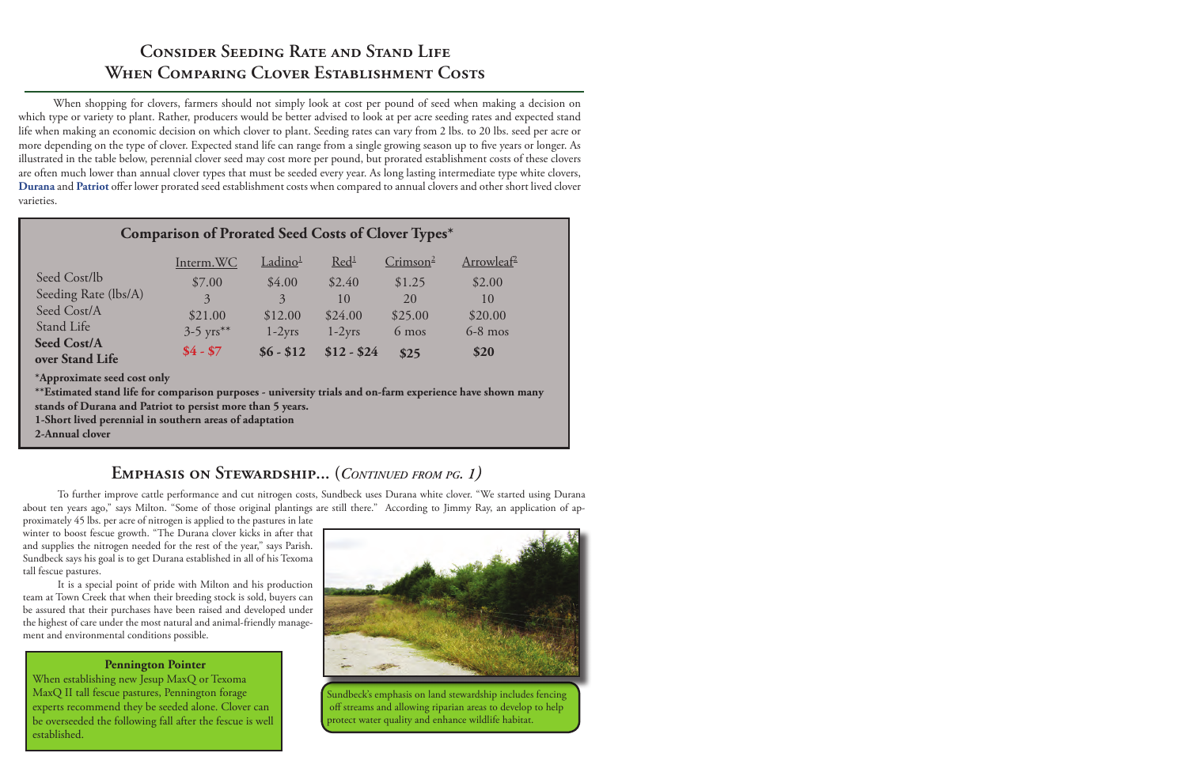# Consider Seeding Rate and Stand Life When Comparing Clover Establishment Costs

When shopping for clovers, farmers should not simply look at cost per pound of seed when making a decision on which type or variety to plant. Rather, producers would be better advised to look at per acre seeding rates and expected stand life when making an economic decision on which clover to plant. Seeding rates can vary from 2 lbs. to 20 lbs. seed per acre or more depending on the type of clover. Expected stand life can range from a single growing season up to five years or longer. As illustrated in the table below, perennial clover seed may cost more per pound, but prorated establishment costs of these clovers are often much lower than annual clover types that must be seeded every year. As long lasting intermediate type white clovers, **Durana** and **Patriot** offer lower prorated seed establishment costs when compared to annual clovers and other short lived clover varieties.

**Comparison of Prorated Seed Costs of Clover Types***

| | Interm.WC | Ladino[1] | Red[1] | Crimson[2] | Arrowleaf[2] |
|---|---|---|---|---|---|
| Seed Cost/lb | $7.00 | $4.00 | $2.40 | $1.25 | $2.00 |
| Seeding Rate (lbs/A) | 3 | 3 | 10 | 20 | 10 |
| Seed Cost/A | $21.00 | $12.00 | $24.00 | $25.00 | $20.00 |
| Stand Life | 3-5 yrs** | 1-2yrs | 1-2yrs | 6 mos | 6-8 mos |
| **Seed Cost/A over Stand Life** | **$4 - $7** | **$6 - $12** | **$12 - $24** | **$25** | **$20** |

***Approximate seed cost only**

****Estimated stand life for comparison purposes - university trials and on-farm experience have shown many stands of Durana and Patriot to persist more than 5 years.**

**1-Short lived perennial in southern areas of adaptation**

**2-Annual clover**

# Emphasis on Stewardship... (*Continued from pg. 1*)

To further improve cattle performance and cut nitrogen costs, Sundbeck uses Durana white clover. "We started using Durana about ten years ago," says Milton. "Some of those original plantings are still there." According to Jimmy Ray, an application of approximately 45 lbs. per acre of nitrogen is applied to the pastures in late winter to boost fescue growth. "The Durana clover kicks in after that and supplies the nitrogen needed for the rest of the year," says Parish. Sundbeck says his goal is to get Durana established in all of his Texoma tall fescue pastures.

It is a special point of pride with Milton and his production team at Town Creek that when their breeding stock is sold, buyers can be assured that their purchases have been raised and developed under the highest of care under the most natural and animal-friendly management and environmental conditions possible.

Sundbeck's emphasis on land stewardship includes fencing off streams and allowing riparian areas to develop to help protect water quality and enhance wildlife habitat.

**Pennington Pointer**

When establishing new Jesup MaxQ or Texoma MaxQ II tall fescue pastures, Pennington forage experts recommend they be seeded alone. Clover can be overseeded the following fall after the fescue is well established.